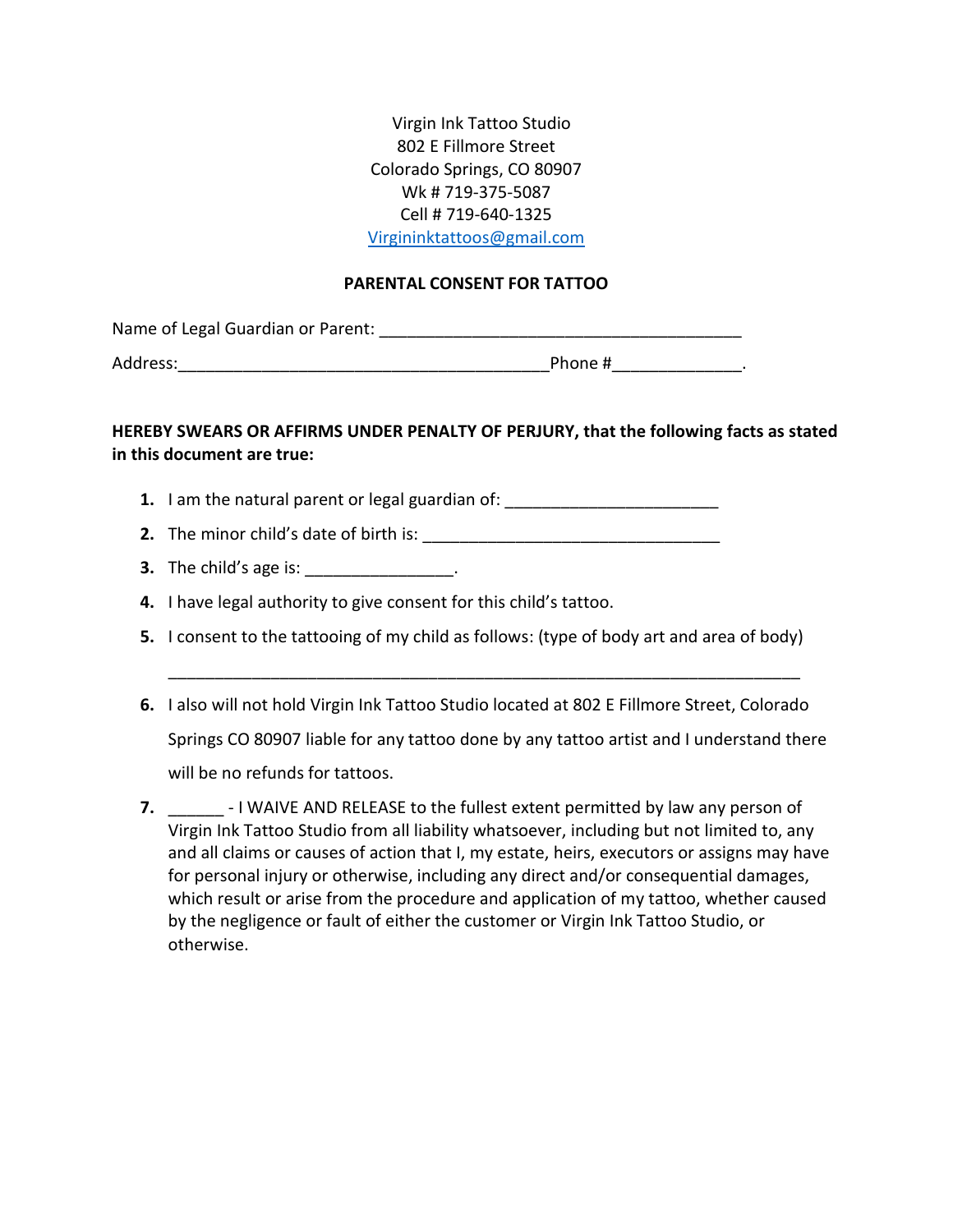Virgin Ink Tattoo Studio
802 E Fillmore Street
Colorado Springs, CO 80907
Wk # 719-375-5087
Cell # 719-640-1325
[Virgininktattoos@gmail.com](mailto:Virgininktattoos@gmail.com)

**PARENTAL CONSENT FOR TATTOO**

Name of Legal Guardian or Parent: ________________________________________

Address:_________________________________________Phone #______________.

**HEREBY SWEARS OR AFFIRMS UNDER PENALTY OF PERJURY, that the following facts as stated in this document are true:**

1. I am the natural parent or legal guardian of: _______________________
2. The minor child's date of birth is: ________________________________
3. The child's age is: ________________.
4. I have legal authority to give consent for this child's tattoo.
5. I consent to the tattooing of my child as follows: (type of body art and area of body)

   ______________________________________________________________________

6. I also will not hold Virgin Ink Tattoo Studio located at 802 E Fillmore Street, Colorado Springs CO 80907 liable for any tattoo done by any tattoo artist and I understand there will be no refunds for tattoos.
7. ______ - I WAIVE AND RELEASE to the fullest extent permitted by law any person of Virgin Ink Tattoo Studio from all liability whatsoever, including but not limited to, any and all claims or causes of action that I, my estate, heirs, executors or assigns may have for personal injury or otherwise, including any direct and/or consequential damages, which result or arise from the procedure and application of my tattoo, whether caused by the negligence or fault of either the customer or Virgin Ink Tattoo Studio, or otherwise.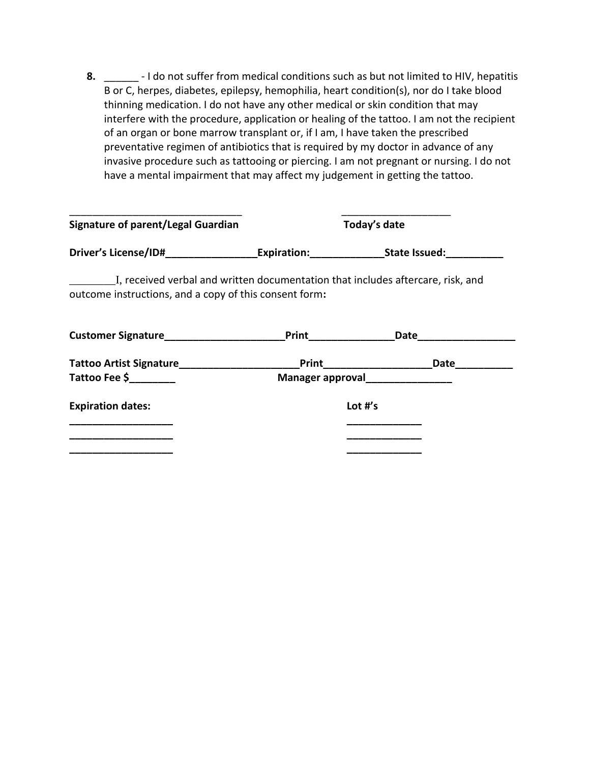8. ______ - I do not suffer from medical conditions such as but not limited to HIV, hepatitis B or C, herpes, diabetes, epilepsy, hemophilia, heart condition(s), nor do I take blood thinning medication. I do not have any other medical or skin condition that may interfere with the procedure, application or healing of the tattoo. I am not the recipient of an organ or bone marrow transplant or, if I am, I have taken the prescribed preventative regimen of antibiotics that is required by my doctor in advance of any invasive procedure such as tattooing or piercing. I am not pregnant or nursing. I do not have a mental impairment that may affect my judgement in getting the tattoo.

______________________________ &nbsp;&nbsp;&nbsp;&nbsp;&nbsp;&nbsp;&nbsp;&nbsp; ____________________

**Signature of parent/Legal Guardian** &nbsp;&nbsp;&nbsp;&nbsp;&nbsp;&nbsp;&nbsp;&nbsp; **Today's date**

**Driver's License/ID#________________Expiration:_____________State Issued:__________**

________I, received verbal and written documentation that includes aftercare, risk, and outcome instructions, and a copy of this consent form**:**

**Customer Signature_____________________Print_______________Date_________________**

**Tattoo Artist Signature_____________________Print___________________Date__________**

**Tattoo Fee $________** &nbsp;&nbsp;&nbsp;&nbsp;&nbsp;&nbsp;&nbsp;&nbsp; **Manager approval_______________**

| Expiration dates: | Lot #'s |
| --- | --- |
| __________________ | _____________ |
| __________________ | _____________ |
| __________________ | _____________ |